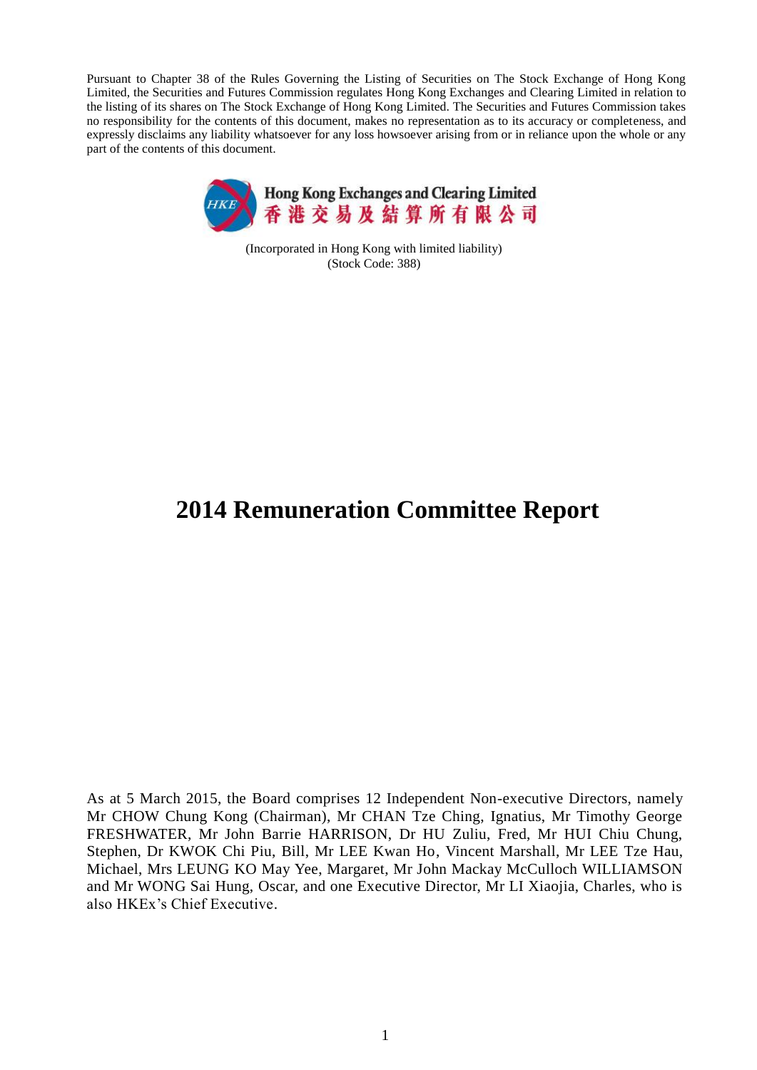Pursuant to Chapter 38 of the Rules Governing the Listing of Securities on The Stock Exchange of Hong Kong Limited, the Securities and Futures Commission regulates Hong Kong Exchanges and Clearing Limited in relation to the listing of its shares on The Stock Exchange of Hong Kong Limited. The Securities and Futures Commission takes no responsibility for the contents of this document, makes no representation as to its accuracy or completeness, and expressly disclaims any liability whatsoever for any loss howsoever arising from or in reliance upon the whole or any part of the contents of this document.

**Hong Kong Exchanges and Clearing Limited**
**香港交易及結算所有限公司**

(Incorporated in Hong Kong with limited liability)
(Stock Code: 388)

# 2014 Remuneration Committee Report

As at 5 March 2015, the Board comprises 12 Independent Non-executive Directors, namely Mr CHOW Chung Kong (Chairman), Mr CHAN Tze Ching, Ignatius, Mr Timothy George FRESHWATER, Mr John Barrie HARRISON, Dr HU Zuliu, Fred, Mr HUI Chiu Chung, Stephen, Dr KWOK Chi Piu, Bill, Mr LEE Kwan Ho, Vincent Marshall, Mr LEE Tze Hau, Michael, Mrs LEUNG KO May Yee, Margaret, Mr John Mackay McCulloch WILLIAMSON and Mr WONG Sai Hung, Oscar, and one Executive Director, Mr LI Xiaojia, Charles, who is also HKEx's Chief Executive.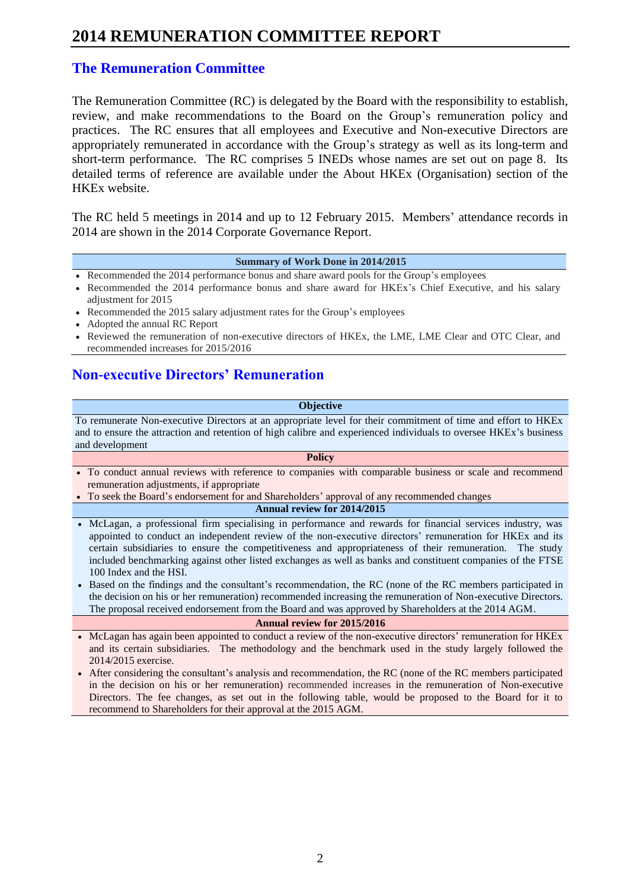# 2014 REMUNERATION COMMITTEE REPORT

## The Remuneration Committee

The Remuneration Committee (RC) is delegated by the Board with the responsibility to establish, review, and make recommendations to the Board on the Group's remuneration policy and practices. The RC ensures that all employees and Executive and Non-executive Directors are appropriately remunerated in accordance with the Group's strategy as well as its long-term and short-term performance. The RC comprises 5 INEDs whose names are set out on page 8. Its detailed terms of reference are available under the About HKEx (Organisation) section of the HKEx website.

The RC held 5 meetings in 2014 and up to 12 February 2015. Members' attendance records in 2014 are shown in the 2014 Corporate Governance Report.

**Summary of Work Done in 2014/2015**

- Recommended the 2014 performance bonus and share award pools for the Group's employees
- Recommended the 2014 performance bonus and share award for HKEx's Chief Executive, and his salary adjustment for 2015
- Recommended the 2015 salary adjustment rates for the Group's employees
- Adopted the annual RC Report
- Reviewed the remuneration of non-executive directors of HKEx, the LME, LME Clear and OTC Clear, and recommended increases for 2015/2016

## Non-executive Directors' Remuneration

**Objective**

To remunerate Non-executive Directors at an appropriate level for their commitment of time and effort to HKEx and to ensure the attraction and retention of high calibre and experienced individuals to oversee HKEx's business and development

**Policy**

- To conduct annual reviews with reference to companies with comparable business or scale and recommend remuneration adjustments, if appropriate
- To seek the Board's endorsement for and Shareholders' approval of any recommended changes

**Annual review for 2014/2015**

- McLagan, a professional firm specialising in performance and rewards for financial services industry, was appointed to conduct an independent review of the non-executive directors' remuneration for HKEx and its certain subsidiaries to ensure the competitiveness and appropriateness of their remuneration. The study included benchmarking against other listed exchanges as well as banks and constituent companies of the FTSE 100 Index and the HSI.
- Based on the findings and the consultant's recommendation, the RC (none of the RC members participated in the decision on his or her remuneration) recommended increasing the remuneration of Non-executive Directors. The proposal received endorsement from the Board and was approved by Shareholders at the 2014 AGM.

**Annual review for 2015/2016**

- McLagan has again been appointed to conduct a review of the non-executive directors' remuneration for HKEx and its certain subsidiaries. The methodology and the benchmark used in the study largely followed the 2014/2015 exercise.
- After considering the consultant's analysis and recommendation, the RC (none of the RC members participated in the decision on his or her remuneration) recommended increases in the remuneration of Non-executive Directors. The fee changes, as set out in the following table, would be proposed to the Board for it to recommend to Shareholders for their approval at the 2015 AGM.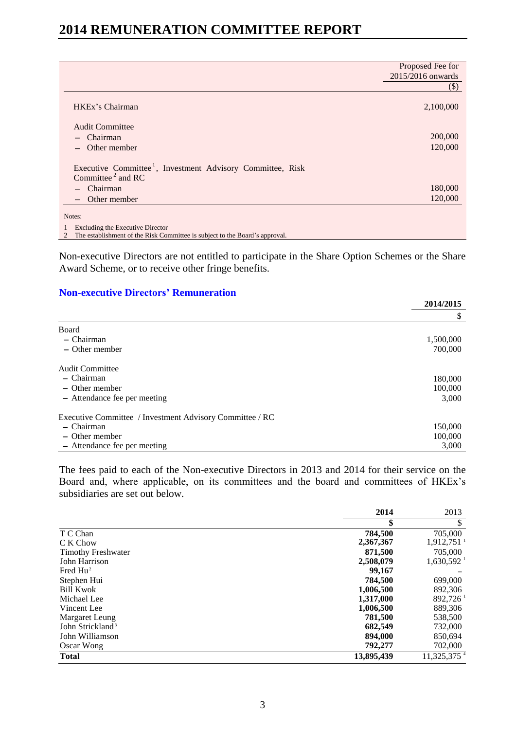|  | Proposed Fee for 2015/2016 onwards |
|---|---|
|  | ($) |
| HKEx's Chairman | 2,100,000 |
| Audit Committee | |
| – Chairman | 200,000 |
| – Other member | 120,000 |
| Executive Committee[1], Investment Advisory Committee, Risk Committee[2] and RC | |
| – Chairman | 180,000 |
| – Other member | 120,000 |

Notes:

1 Excluding the Executive Director

2 The establishment of the Risk Committee is subject to the Board's approval.

Non-executive Directors are not entitled to participate in the Share Option Schemes or the Share Award Scheme, or to receive other fringe benefits.

### Non-executive Directors' Remuneration

|  | **2014/2015** |
|---|---|
|  | $ |
| Board | |
| – Chairman | 1,500,000 |
| – Other member | 700,000 |
| Audit Committee | |
| – Chairman | 180,000 |
| – Other member | 100,000 |
| – Attendance fee per meeting | 3,000 |
| Executive Committee / Investment Advisory Committee / RC | |
| – Chairman | 150,000 |
| – Other member | 100,000 |
| – Attendance fee per meeting | 3,000 |

The fees paid to each of the Non-executive Directors in 2013 and 2014 for their service on the Board and, where applicable, on its committees and the board and committees of HKEx's subsidiaries are set out below.

|  | **2014** | 2013 |
|---|---|---|
|  | **$** | $ |
| T C Chan | **784,500** | 705,000 |
| C K Chow | **2,367,367** | 1,912,751[1] |
| Timothy Freshwater | **871,500** | 705,000 |
| John Harrison | **2,508,079** | 1,630,592[1] |
| Fred Hu[2] | **99,167** | – |
| Stephen Hui | **784,500** | 699,000 |
| Bill Kwok | **1,006,500** | 892,306 |
| Michael Lee | **1,317,000** | 892,726[1] |
| Vincent Lee | **1,006,500** | 889,306 |
| Margaret Leung | **781,500** | 538,500 |
| John Strickland[3] | **682,549** | 732,000 |
| John Williamson | **894,000** | 850,694 |
| Oscar Wong | **792,277** | 702,000 |
| **Total** | **13,895,439** | 11,325,375[4] |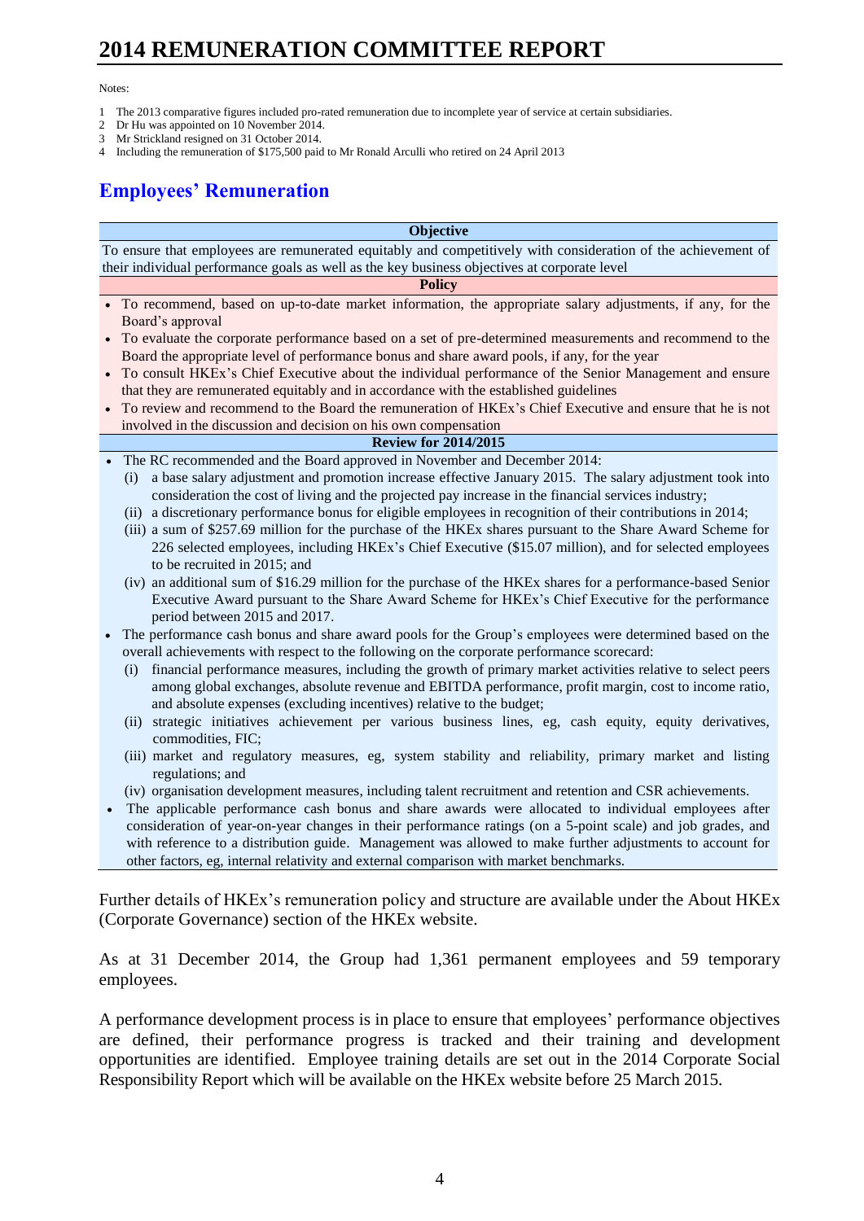# 2014 REMUNERATION COMMITTEE REPORT

Notes:

1. The 2013 comparative figures included pro-rated remuneration due to incomplete year of service at certain subsidiaries.
2. Dr Hu was appointed on 10 November 2014.
3. Mr Strickland resigned on 31 October 2014.
4. Including the remuneration of $175,500 paid to Mr Ronald Arculli who retired on 24 April 2013

## Employees' Remuneration

**Objective**

To ensure that employees are remunerated equitably and competitively with consideration of the achievement of their individual performance goals as well as the key business objectives at corporate level

**Policy**

- To recommend, based on up-to-date market information, the appropriate salary adjustments, if any, for the Board's approval
- To evaluate the corporate performance based on a set of pre-determined measurements and recommend to the Board the appropriate level of performance bonus and share award pools, if any, for the year
- To consult HKEx's Chief Executive about the individual performance of the Senior Management and ensure that they are remunerated equitably and in accordance with the established guidelines
- To review and recommend to the Board the remuneration of HKEx's Chief Executive and ensure that he is not involved in the discussion and decision on his own compensation

**Review for 2014/2015**

- The RC recommended and the Board approved in November and December 2014:
  - (i) a base salary adjustment and promotion increase effective January 2015. The salary adjustment took into consideration the cost of living and the projected pay increase in the financial services industry;
  - (ii) a discretionary performance bonus for eligible employees in recognition of their contributions in 2014;
  - (iii) a sum of $257.69 million for the purchase of the HKEx shares pursuant to the Share Award Scheme for 226 selected employees, including HKEx's Chief Executive ($15.07 million), and for selected employees to be recruited in 2015; and
  - (iv) an additional sum of $16.29 million for the purchase of the HKEx shares for a performance-based Senior Executive Award pursuant to the Share Award Scheme for HKEx's Chief Executive for the performance period between 2015 and 2017.
- The performance cash bonus and share award pools for the Group's employees were determined based on the overall achievements with respect to the following on the corporate performance scorecard:
  - (i) financial performance measures, including the growth of primary market activities relative to select peers among global exchanges, absolute revenue and EBITDA performance, profit margin, cost to income ratio, and absolute expenses (excluding incentives) relative to the budget;
  - (ii) strategic initiatives achievement per various business lines, eg, cash equity, equity derivatives, commodities, FIC;
  - (iii) market and regulatory measures, eg, system stability and reliability, primary market and listing regulations; and
  - (iv) organisation development measures, including talent recruitment and retention and CSR achievements.
- The applicable performance cash bonus and share awards were allocated to individual employees after consideration of year-on-year changes in their performance ratings (on a 5-point scale) and job grades, and with reference to a distribution guide. Management was allowed to make further adjustments to account for other factors, eg, internal relativity and external comparison with market benchmarks.

Further details of HKEx's remuneration policy and structure are available under the About HKEx (Corporate Governance) section of the HKEx website.

As at 31 December 2014, the Group had 1,361 permanent employees and 59 temporary employees.

A performance development process is in place to ensure that employees' performance objectives are defined, their performance progress is tracked and their training and development opportunities are identified. Employee training details are set out in the 2014 Corporate Social Responsibility Report which will be available on the HKEx website before 25 March 2015.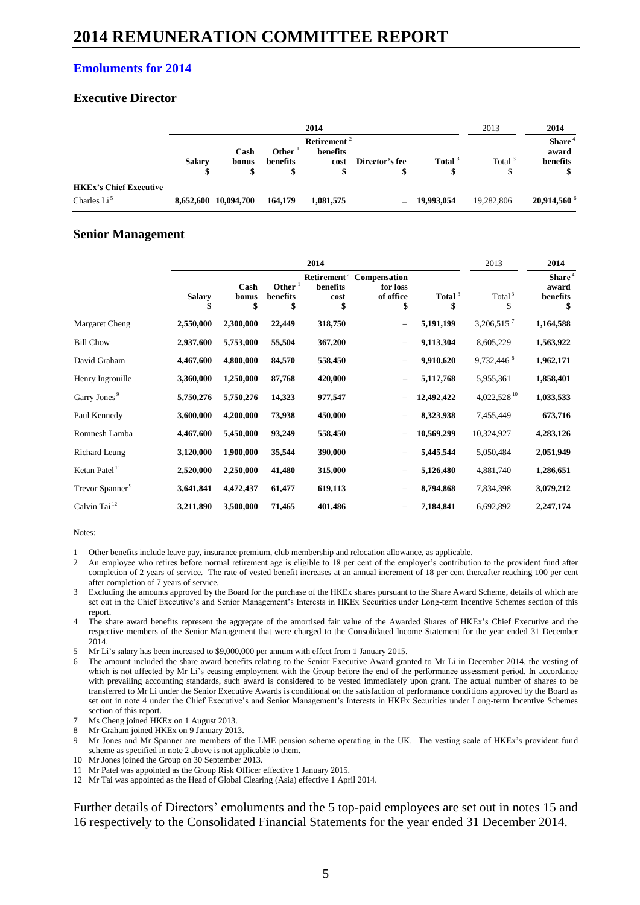# 2014 REMUNERATION COMMITTEE REPORT

## Emoluments for 2014

### Executive Director

| | 2014 | | | | | | 2013 | 2014 |
|---|---|---|---|---|---|---|---|---|
| | **Salary** $ | **Cash bonus** $ | **Other [1] benefits** $ | **Retirement [2] benefits cost** $ | **Director's fee** $ | **Total [3]** $ | Total [3] $ | **Share [4] award benefits** $ |
| **HKEx's Chief Executive** | | | | | | | | |
| Charles Li [5] | **8,652,600** | **10,094,700** | **164,179** | **1,081,575** | **–** | **19,993,054** | 19,282,806 | **20,914,560 [6]** |

### Senior Management

| | 2014 | | | | | | 2013 | 2014 |
|---|---|---|---|---|---|---|---|---|
| | **Salary** $ | **Cash bonus** $ | **Other [1] benefits** $ | **Retirement [2] benefits cost** $ | **Compensation for loss of office** $ | **Total [3]** $ | Total [3] $ | **Share [4] award benefits** $ |
| Margaret Cheng | **2,550,000** | **2,300,000** | **22,449** | **318,750** | – | **5,191,199** | 3,206,515 [7] | **1,164,588** |
| Bill Chow | **2,937,600** | **5,753,000** | **55,504** | **367,200** | – | **9,113,304** | 8,605,229 | **1,563,922** |
| David Graham | **4,467,600** | **4,800,000** | **84,570** | **558,450** | – | **9,910,620** | 9,732,446 [8] | **1,962,171** |
| Henry Ingrouille | **3,360,000** | **1,250,000** | **87,768** | **420,000** | – | **5,117,768** | 5,955,361 | **1,858,401** |
| Garry Jones [9] | **5,750,276** | **5,750,276** | **14,323** | **977,547** | – | **12,492,422** | 4,022,528 [10] | **1,033,533** |
| Paul Kennedy | **3,600,000** | **4,200,000** | **73,938** | **450,000** | – | **8,323,938** | 7,455,449 | **673,716** |
| Romnesh Lamba | **4,467,600** | **5,450,000** | **93,249** | **558,450** | – | **10,569,299** | 10,324,927 | **4,283,126** |
| Richard Leung | **3,120,000** | **1,900,000** | **35,544** | **390,000** | – | **5,445,544** | 5,050,484 | **2,051,949** |
| Ketan Patel [11] | **2,520,000** | **2,250,000** | **41,480** | **315,000** | – | **5,126,480** | 4,881,740 | **1,286,651** |
| Trevor Spanner [9] | **3,641,841** | **4,472,437** | **61,477** | **619,113** | – | **8,794,868** | 7,834,398 | **3,079,212** |
| Calvin Tai [12] | **3,211,890** | **3,500,000** | **71,465** | **401,486** | – | **7,184,841** | 6,692,892 | **2,247,174** |

Notes:

1. Other benefits include leave pay, insurance premium, club membership and relocation allowance, as applicable.
2. An employee who retires before normal retirement age is eligible to 18 per cent of the employer's contribution to the provident fund after completion of 2 years of service. The rate of vested benefit increases at an annual increment of 18 per cent thereafter reaching 100 per cent after completion of 7 years of service.
3. Excluding the amounts approved by the Board for the purchase of the HKEx shares pursuant to the Share Award Scheme, details of which are set out in the Chief Executive's and Senior Management's Interests in HKEx Securities under Long-term Incentive Schemes section of this report.
4. The share award benefits represent the aggregate of the amortised fair value of the Awarded Shares of HKEx's Chief Executive and the respective members of the Senior Management that were charged to the Consolidated Income Statement for the year ended 31 December 2014.
5. Mr Li's salary has been increased to $9,000,000 per annum with effect from 1 January 2015.
6. The amount included the share award benefits relating to the Senior Executive Award granted to Mr Li in December 2014, the vesting of which is not affected by Mr Li's ceasing employment with the Group before the end of the performance assessment period. In accordance with prevailing accounting standards, such award is considered to be vested immediately upon grant. The actual number of shares to be transferred to Mr Li under the Senior Executive Awards is conditional on the satisfaction of performance conditions approved by the Board as set out in note 4 under the Chief Executive's and Senior Management's Interests in HKEx Securities under Long-term Incentive Schemes section of this report.
7. Ms Cheng joined HKEx on 1 August 2013.
8. Mr Graham joined HKEx on 9 January 2013.
9. Mr Jones and Mr Spanner are members of the LME pension scheme operating in the UK. The vesting scale of HKEx's provident fund scheme as specified in note 2 above is not applicable to them.
10. Mr Jones joined the Group on 30 September 2013.
11. Mr Patel was appointed as the Group Risk Officer effective 1 January 2015.
12. Mr Tai was appointed as the Head of Global Clearing (Asia) effective 1 April 2014.

Further details of Directors' emoluments and the 5 top-paid employees are set out in notes 15 and 16 respectively to the Consolidated Financial Statements for the year ended 31 December 2014.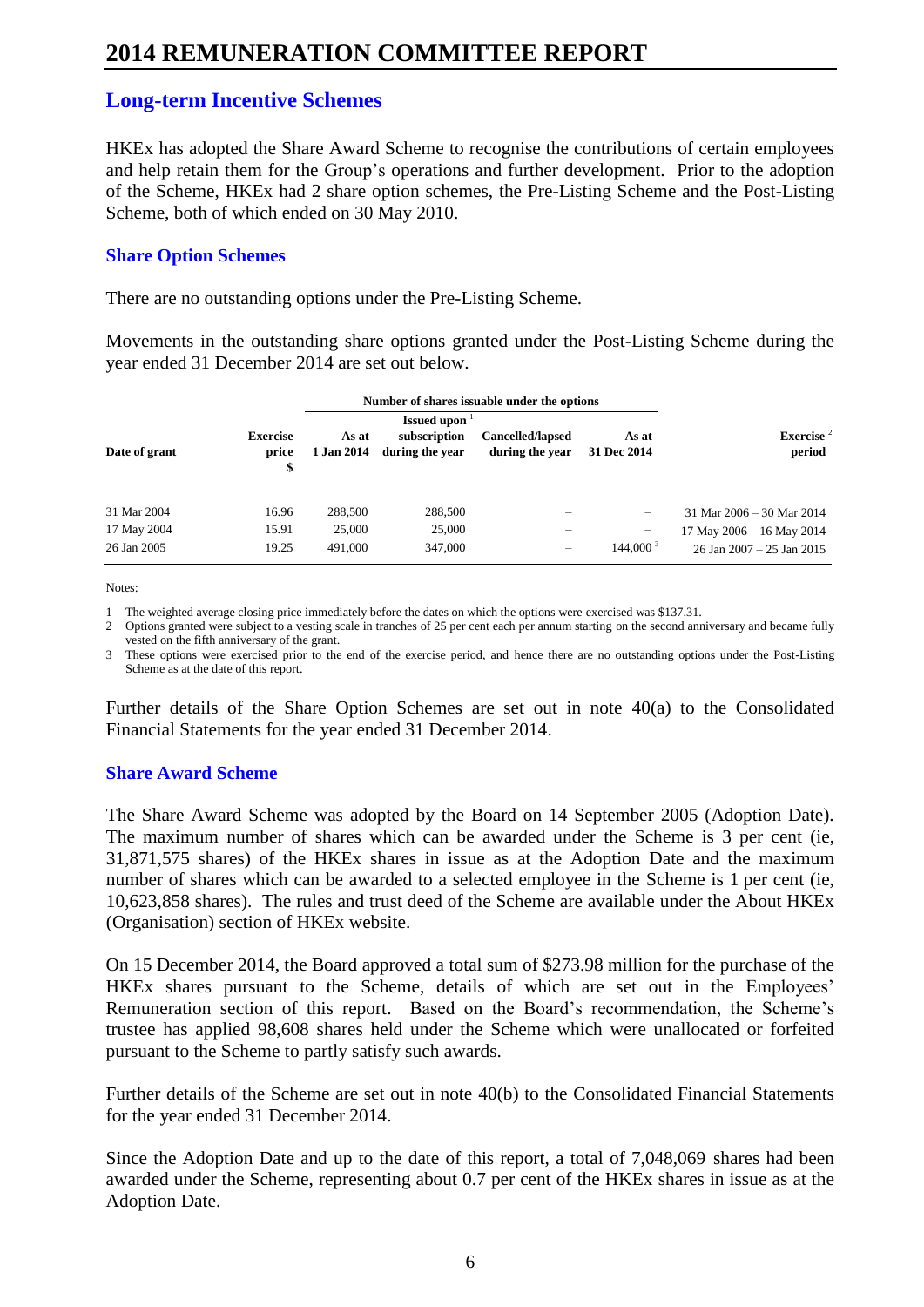# 2014 REMUNERATION COMMITTEE REPORT

## Long-term Incentive Schemes

HKEx has adopted the Share Award Scheme to recognise the contributions of certain employees and help retain them for the Group's operations and further development. Prior to the adoption of the Scheme, HKEx had 2 share option schemes, the Pre-Listing Scheme and the Post-Listing Scheme, both of which ended on 30 May 2010.

### Share Option Schemes

There are no outstanding options under the Pre-Listing Scheme.

Movements in the outstanding share options granted under the Post-Listing Scheme during the year ended 31 December 2014 are set out below.

| | | Number of shares issuable under the options | | | | |
|---|---|---|---|---|---|---|
| **Date of grant** | **Exercise price $** | **As at 1 Jan 2014** | **Issued upon [1] subscription during the year** | **Cancelled/lapsed during the year** | **As at 31 Dec 2014** | **Exercise [2] period** |
| 31 Mar 2004 | 16.96 | 288,500 | 288,500 | – | – | 31 Mar 2006 – 30 Mar 2014 |
| 17 May 2004 | 15.91 | 25,000 | 25,000 | – | – | 17 May 2006 – 16 May 2014 |
| 26 Jan 2005 | 19.25 | 491,000 | 347,000 | – | 144,000 [3] | 26 Jan 2007 – 25 Jan 2015 |

Notes:

1. The weighted average closing price immediately before the dates on which the options were exercised was $137.31.
2. Options granted were subject to a vesting scale in tranches of 25 per cent each per annum starting on the second anniversary and became fully vested on the fifth anniversary of the grant.
3. These options were exercised prior to the end of the exercise period, and hence there are no outstanding options under the Post-Listing Scheme as at the date of this report.

Further details of the Share Option Schemes are set out in note 40(a) to the Consolidated Financial Statements for the year ended 31 December 2014.

### Share Award Scheme

The Share Award Scheme was adopted by the Board on 14 September 2005 (Adoption Date). The maximum number of shares which can be awarded under the Scheme is 3 per cent (ie, 31,871,575 shares) of the HKEx shares in issue as at the Adoption Date and the maximum number of shares which can be awarded to a selected employee in the Scheme is 1 per cent (ie, 10,623,858 shares). The rules and trust deed of the Scheme are available under the About HKEx (Organisation) section of HKEx website.

On 15 December 2014, the Board approved a total sum of $273.98 million for the purchase of the HKEx shares pursuant to the Scheme, details of which are set out in the Employees' Remuneration section of this report. Based on the Board's recommendation, the Scheme's trustee has applied 98,608 shares held under the Scheme which were unallocated or forfeited pursuant to the Scheme to partly satisfy such awards.

Further details of the Scheme are set out in note 40(b) to the Consolidated Financial Statements for the year ended 31 December 2014.

Since the Adoption Date and up to the date of this report, a total of 7,048,069 shares had been awarded under the Scheme, representing about 0.7 per cent of the HKEx shares in issue as at the Adoption Date.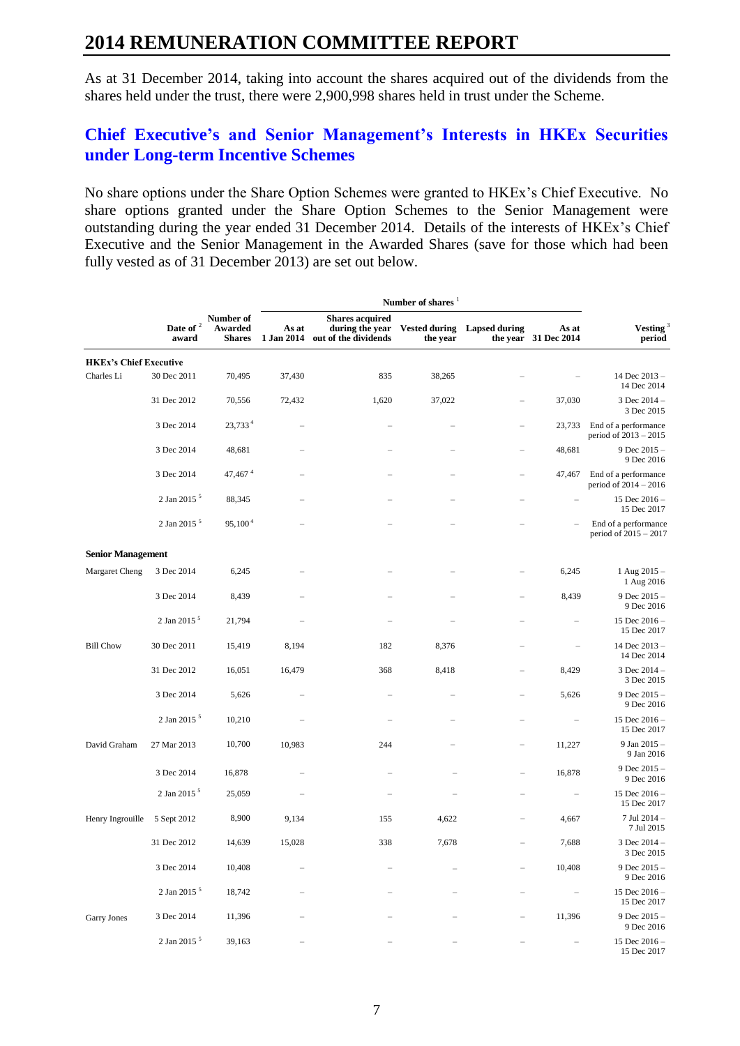# 2014 REMUNERATION COMMITTEE REPORT

As at 31 December 2014, taking into account the shares acquired out of the dividends from the shares held under the trust, there were 2,900,998 shares held in trust under the Scheme.

## Chief Executive's and Senior Management's Interests in HKEx Securities under Long-term Incentive Schemes

No share options under the Share Option Schemes were granted to HKEx's Chief Executive. No share options granted under the Share Option Schemes to the Senior Management were outstanding during the year ended 31 December 2014. Details of the interests of HKEx's Chief Executive and the Senior Management in the Awarded Shares (save for those which had been fully vested as of 31 December 2013) are set out below.

| | | | Number of shares [1] | | | | | |
|---|---|---|---|---|---|---|---|---|
| | Date of [2] award | Number of Awarded Shares | As at 1 Jan 2014 | Shares acquired during the year out of the dividends | Vested during the year | Lapsed during the year | As at 31 Dec 2014 | Vesting [3] period |
| **HKEx's Chief Executive** | | | | | | | | |
| Charles Li | 30 Dec 2011 | 70,495 | 37,430 | 835 | 38,265 | – | – | 14 Dec 2013 – 14 Dec 2014 |
| | 31 Dec 2012 | 70,556 | 72,432 | 1,620 | 37,022 | – | 37,030 | 3 Dec 2014 – 3 Dec 2015 |
| | 3 Dec 2014 | 23,733 [4] | – | – | – | – | 23,733 | End of a performance period of 2013 – 2015 |
| | 3 Dec 2014 | 48,681 | – | – | – | – | 48,681 | 9 Dec 2015 – 9 Dec 2016 |
| | 3 Dec 2014 | 47,467 [4] | – | – | – | – | 47,467 | End of a performance period of 2014 – 2016 |
| | 2 Jan 2015 [5] | 88,345 | – | – | – | – | – | 15 Dec 2016 – 15 Dec 2017 |
| | 2 Jan 2015 [5] | 95,100 [4] | – | – | – | – | – | End of a performance period of 2015 – 2017 |
| **Senior Management** | | | | | | | | |
| Margaret Cheng | 3 Dec 2014 | 6,245 | – | – | – | – | 6,245 | 1 Aug 2015 – 1 Aug 2016 |
| | 3 Dec 2014 | 8,439 | – | – | – | – | 8,439 | 9 Dec 2015 – 9 Dec 2016 |
| | 2 Jan 2015 [5] | 21,794 | – | – | – | – | – | 15 Dec 2016 – 15 Dec 2017 |
| Bill Chow | 30 Dec 2011 | 15,419 | 8,194 | 182 | 8,376 | – | – | 14 Dec 2013 – 14 Dec 2014 |
| | 31 Dec 2012 | 16,051 | 16,479 | 368 | 8,418 | – | 8,429 | 3 Dec 2014 – 3 Dec 2015 |
| | 3 Dec 2014 | 5,626 | – | – | – | – | 5,626 | 9 Dec 2015 – 9 Dec 2016 |
| | 2 Jan 2015 [5] | 10,210 | – | – | – | – | – | 15 Dec 2016 – 15 Dec 2017 |
| David Graham | 27 Mar 2013 | 10,700 | 10,983 | 244 | – | – | 11,227 | 9 Jan 2015 – 9 Jan 2016 |
| | 3 Dec 2014 | 16,878 | – | – | – | – | 16,878 | 9 Dec 2015 – 9 Dec 2016 |
| | 2 Jan 2015 [5] | 25,059 | – | – | – | – | – | 15 Dec 2016 – 15 Dec 2017 |
| Henry Ingrouille | 5 Sept 2012 | 8,900 | 9,134 | 155 | 4,622 | – | 4,667 | 7 Jul 2014 – 7 Jul 2015 |
| | 31 Dec 2012 | 14,639 | 15,028 | 338 | 7,678 | – | 7,688 | 3 Dec 2014 – 3 Dec 2015 |
| | 3 Dec 2014 | 10,408 | – | – | – | – | 10,408 | 9 Dec 2015 – 9 Dec 2016 |
| | 2 Jan 2015 [5] | 18,742 | – | – | – | – | – | 15 Dec 2016 – 15 Dec 2017 |
| Garry Jones | 3 Dec 2014 | 11,396 | – | – | – | – | 11,396 | 9 Dec 2015 – 9 Dec 2016 |
| | 2 Jan 2015 [5] | 39,163 | – | – | – | – | – | 15 Dec 2016 – 15 Dec 2017 |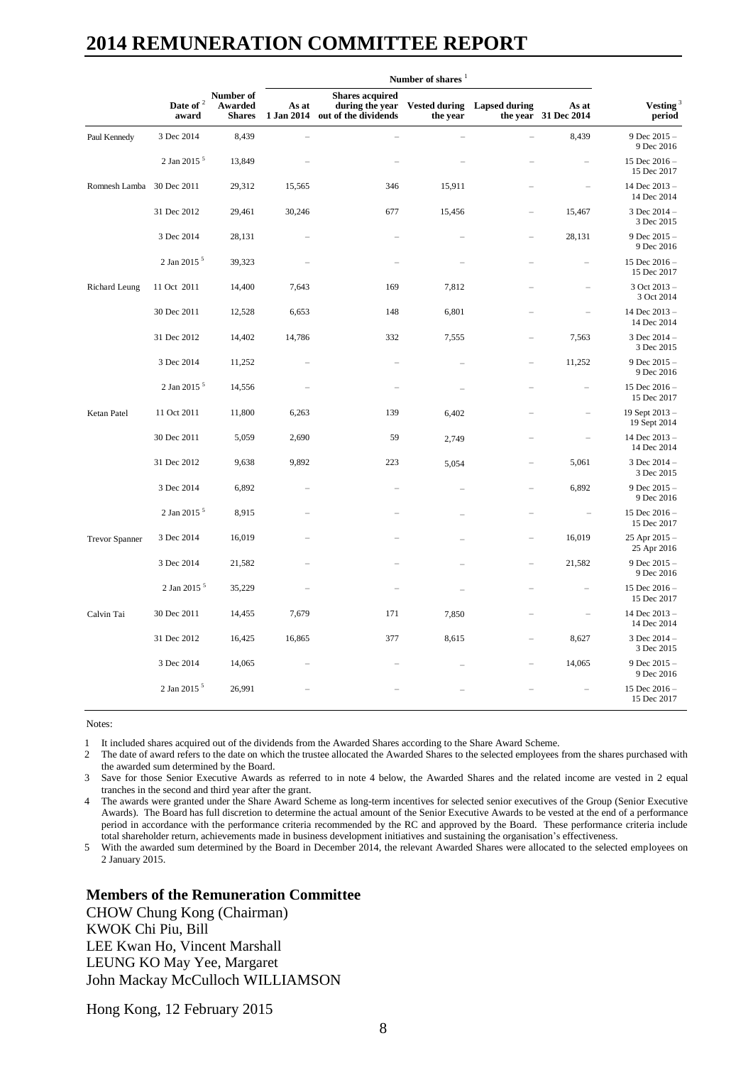# 2014 REMUNERATION COMMITTEE REPORT

| | Date of award [2] | Number of Awarded Shares | Number of shares [1] | | | | | Vesting period [3] |
|---|---|---|---|---|---|---|---|---|
| | | | As at 1 Jan 2014 | Shares acquired during the year out of the dividends | Vested during the year | Lapsed during the year | As at 31 Dec 2014 | |
| Paul Kennedy | 3 Dec 2014 | 8,439 | – | – | – | – | 8,439 | 9 Dec 2015 – 9 Dec 2016 |
| | 2 Jan 2015 [5] | 13,849 | – | – | – | – | – | 15 Dec 2016 – 15 Dec 2017 |
| Romnesh Lamba | 30 Dec 2011 | 29,312 | 15,565 | 346 | 15,911 | – | – | 14 Dec 2013 – 14 Dec 2014 |
| | 31 Dec 2012 | 29,461 | 30,246 | 677 | 15,456 | – | 15,467 | 3 Dec 2014 – 3 Dec 2015 |
| | 3 Dec 2014 | 28,131 | – | – | – | – | 28,131 | 9 Dec 2015 – 9 Dec 2016 |
| | 2 Jan 2015 [5] | 39,323 | – | – | – | – | – | 15 Dec 2016 – 15 Dec 2017 |
| Richard Leung | 11 Oct 2011 | 14,400 | 7,643 | 169 | 7,812 | – | – | 3 Oct 2013 – 3 Oct 2014 |
| | 30 Dec 2011 | 12,528 | 6,653 | 148 | 6,801 | – | – | 14 Dec 2013 – 14 Dec 2014 |
| | 31 Dec 2012 | 14,402 | 14,786 | 332 | 7,555 | – | 7,563 | 3 Dec 2014 – 3 Dec 2015 |
| | 3 Dec 2014 | 11,252 | – | – | – | – | 11,252 | 9 Dec 2015 – 9 Dec 2016 |
| | 2 Jan 2015 [5] | 14,556 | – | – | – | – | – | 15 Dec 2016 – 15 Dec 2017 |
| Ketan Patel | 11 Oct 2011 | 11,800 | 6,263 | 139 | 6,402 | – | – | 19 Sept 2013 – 19 Sept 2014 |
| | 30 Dec 2011 | 5,059 | 2,690 | 59 | 2,749 | – | – | 14 Dec 2013 – 14 Dec 2014 |
| | 31 Dec 2012 | 9,638 | 9,892 | 223 | 5,054 | – | 5,061 | 3 Dec 2014 – 3 Dec 2015 |
| | 3 Dec 2014 | 6,892 | – | – | – | – | 6,892 | 9 Dec 2015 – 9 Dec 2016 |
| | 2 Jan 2015 [5] | 8,915 | – | – | – | – | – | 15 Dec 2016 – 15 Dec 2017 |
| Trevor Spanner | 3 Dec 2014 | 16,019 | – | – | – | – | 16,019 | 25 Apr 2015 – 25 Apr 2016 |
| | 3 Dec 2014 | 21,582 | – | – | – | – | 21,582 | 9 Dec 2015 – 9 Dec 2016 |
| | 2 Jan 2015 [5] | 35,229 | – | – | – | – | – | 15 Dec 2016 – 15 Dec 2017 |
| Calvin Tai | 30 Dec 2011 | 14,455 | 7,679 | 171 | 7,850 | – | – | 14 Dec 2013 – 14 Dec 2014 |
| | 31 Dec 2012 | 16,425 | 16,865 | 377 | 8,615 | – | 8,627 | 3 Dec 2014 – 3 Dec 2015 |
| | 3 Dec 2014 | 14,065 | – | – | – | – | 14,065 | 9 Dec 2015 – 9 Dec 2016 |
| | 2 Jan 2015 [5] | 26,991 | – | – | – | – | – | 15 Dec 2016 – 15 Dec 2017 |

Notes:

1 It included shares acquired out of the dividends from the Awarded Shares according to the Share Award Scheme.
2 The date of award refers to the date on which the trustee allocated the Awarded Shares to the selected employees from the shares purchased with the awarded sum determined by the Board.
3 Save for those Senior Executive Awards as referred to in note 4 below, the Awarded Shares and the related income are vested in 2 equal tranches in the second and third year after the grant.
4 The awards were granted under the Share Award Scheme as long-term incentives for selected senior executives of the Group (Senior Executive Awards). The Board has full discretion to determine the actual amount of the Senior Executive Awards to be vested at the end of a performance period in accordance with the performance criteria recommended by the RC and approved by the Board. These performance criteria include total shareholder return, achievements made in business development initiatives and sustaining the organisation's effectiveness.
5 With the awarded sum determined by the Board in December 2014, the relevant Awarded Shares were allocated to the selected employees on 2 January 2015.

## Members of the Remuneration Committee

CHOW Chung Kong (Chairman)
KWOK Chi Piu, Bill
LEE Kwan Ho, Vincent Marshall
LEUNG KO May Yee, Margaret
John Mackay McCulloch WILLIAMSON

Hong Kong, 12 February 2015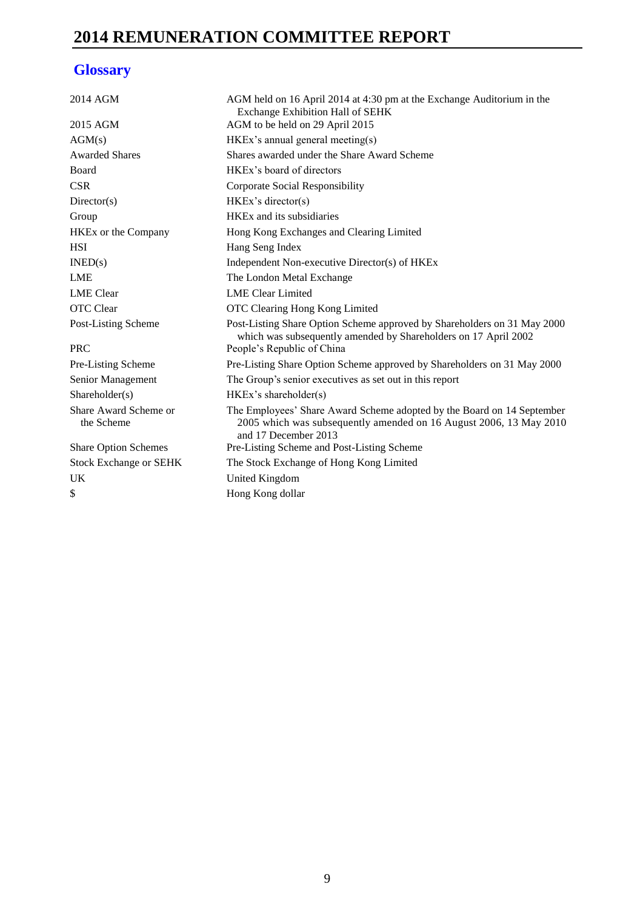# 2014 REMUNERATION COMMITTEE REPORT

## Glossary

| | |
|---|---|
| 2014 AGM | AGM held on 16 April 2014 at 4:30 pm at the Exchange Auditorium in the Exchange Exhibition Hall of SEHK |
| 2015 AGM | AGM to be held on 29 April 2015 |
| AGM(s) | HKEx's annual general meeting(s) |
| Awarded Shares | Shares awarded under the Share Award Scheme |
| Board | HKEx's board of directors |
| CSR | Corporate Social Responsibility |
| Director(s) | HKEx's director(s) |
| Group | HKEx and its subsidiaries |
| HKEx or the Company | Hong Kong Exchanges and Clearing Limited |
| HSI | Hang Seng Index |
| INED(s) | Independent Non-executive Director(s) of HKEx |
| LME | The London Metal Exchange |
| LME Clear | LME Clear Limited |
| OTC Clear | OTC Clearing Hong Kong Limited |
| Post-Listing Scheme | Post-Listing Share Option Scheme approved by Shareholders on 31 May 2000 which was subsequently amended by Shareholders on 17 April 2002 |
| PRC | People's Republic of China |
| Pre-Listing Scheme | Pre-Listing Share Option Scheme approved by Shareholders on 31 May 2000 |
| Senior Management | The Group's senior executives as set out in this report |
| Shareholder(s) | HKEx's shareholder(s) |
| Share Award Scheme or the Scheme | The Employees' Share Award Scheme adopted by the Board on 14 September 2005 which was subsequently amended on 16 August 2006, 13 May 2010 and 17 December 2013 |
| Share Option Schemes | Pre-Listing Scheme and Post-Listing Scheme |
| Stock Exchange or SEHK | The Stock Exchange of Hong Kong Limited |
| UK | United Kingdom |
| $ | Hong Kong dollar |